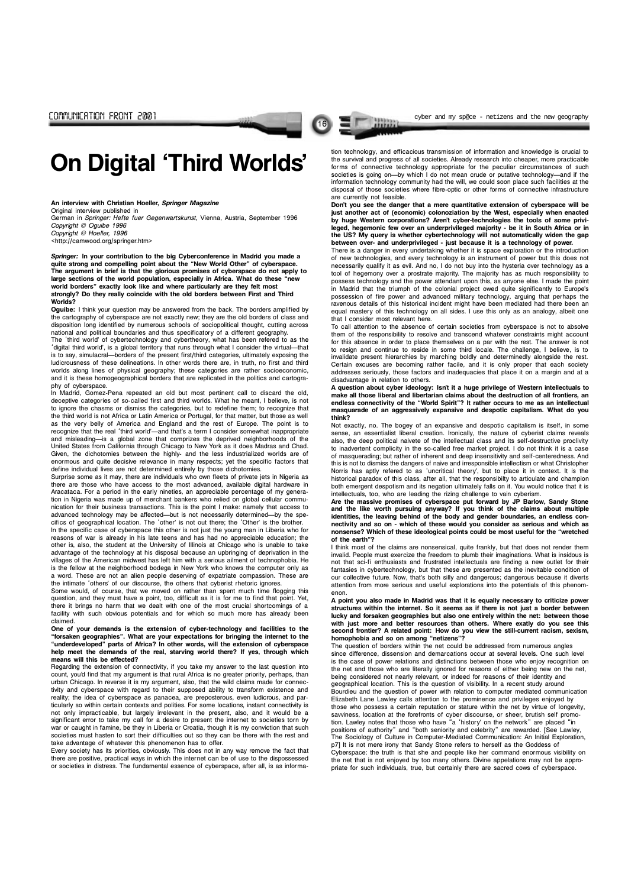# On Digital 'Third Worlds'

**An interview with Christian Hoeller, *Springer Magazine***
Original interview published in
German in *Springer: Hefte fuer Gegenwartskunst,* Vienna, Austria, September 1996
*Copyright © Oguibe 1996*
*Copyright © Hoeller, 1996*
<http://camwood.org/springer.htm>

***Springer:*** **In your contribution to the big Cyberconference in Madrid you made a quite strong and compelling point about the "New World Other" of cyberspace. The argument in brief is that the glorious promises of cyberspace do not apply to large sections of the world population, especially in Africa. What do these "new world borders" exactly look like and where particularly are they felt most strongly? Do they really coincide with the old borders between First and Third Worlds?**

**Oguibe:** I think your question may be answered from the back. The borders amplified by the cartography of cyberspace are not exactly new; they are the old borders of class and disposition long identified by numerous schools of sociopolitical thought, cutting across national and political boundaries and thus specificatory of a different geography.

The 'third world' of cybertechnology and cybertheory, what has been refered to as the 'digital third world', is a global territory that runs through what I consider the virtual—that is to say, simulacral—borders of the present first/third categories, ultimately exposing the ludicrousness of these delineations. In other words there are, in truth, no first and third worlds along lines of physical geography; these categories are rather socioeconomic, and it is these homogeographical borders that are replicated in the politics and cartography of cyberspace.

In Madrid, Gomez-Pena repeated an old but most pertinent call to discard the old, deceptive categories of so-called first and third worlds. What he meant, I believe, is not to ignore the chasms or dismiss the categories, but to redefine them; to recognize that the third world is not Africa or Latin America or Portugal, for that matter, but those as well as the very belly of America and England and the rest of Europe. The point is to recognize that the real 'third world'—and that's a term I consider somewhat inappropriate and misleading—is a global zone that comprizes the deprived neighborhoods of the United States from California through Chicago to New York as it does Madras and Chad. Given, the dichotomies between the highly- and the less industrialized worlds are of enormous and quite decisive relevance in many respects; yet the specific factors that define individual lives are not determined entirely by those dichotomies.

Surprise some as it may, there are individuals who own fleets of private jets in Nigeria as there are those who have access to the most advanced, available digital hardware in Aracataca. For a period in the early nineties, an appreciable percentage of my generation in Nigeria was made up of merchant bankers who relied on global cellular communication for their business transactions. This is the point I make: namely that access to advanced technology may be affected—but is not necessarily determined—by the specifics of geographical location. The 'other' is not out there; the 'Other' is the brother.

In the specific case of cyberspace this other is not just the young man in Liberia who for reasons of war is already in his late teens and has had no appreciable education; the other is, also, the student at the University of Illinois at Chicago who is unable to take advantage of the technology at his disposal because an upbringing of deprivation in the villages of the American midwest has left him with a serious ailment of technophobia. He is the fellow at the neighborhood bodega in New York who knows the computer only as a word. These are not an alien people deserving of expatriate compassion. These are the intimate 'others' of our discourse, the others that cyberist rhetoric ignores.

Some would, of course, that we moved on rather than spent much time flogging this question, and they must have a point, too, difficult as it is for me to find that point. Yet, there it brings no harm that we dealt with one of the most crucial shortcomings of a facility with such obvious potentials and for which so much more has already been claimed.

**One of your demands is the extension of cyber-technology and facilities to the "forsaken geographies". What are your expectations for bringing the internet to the "underdeveloped" parts of Africa? In other words, will the extension of cyberspace help meet the demands of the real, starving world there? If yes, through which means will this be effected?**

Regarding the extension of connectivity, if you take my answer to the last question into count, you'd find that my argument is that rural Africa is no greater priority, perhaps, than urban Chicago. In reverse it is my argument, also, that the wild claims made for connectivity and cyberspace with regard to their supposed ability to transform existence and reality; the idea of cyberspace as panacea, are preposterous, even ludicrous, and particularly so within certain contexts and polities. For some locations, instant connectivity is not only impracticable, but largely irrelevant in the present, also, and it would be a significant error to take my call for a desire to present the internet to societies torn by war or caught in famine, be they in Liberia or Croatia, though it is my conviction that such societies must hasten to sort their difficulties out so they can be there with the rest and take advantage of whatever this phenomenon has to offer.

Every society has its priorities, obviously. This does not in any way remove the fact that there are positive, practical ways in which the internet can be of use to the dispossessed or societies in distress. The fundamental essence of cyberspace, after all, is as information technology, and efficacious transmission of information and knowledge is crucial to the survival and progress of all societies. Already research into cheaper, more practicable forms of connective technology appropriate for the peculiar circumstances of such societies is going on—by which I do not mean crude or putative technology—and if the information technology community had the will, we could soon place such facilities at the disposal of those societies where fibre-optic or other forms of connective infrastructure are currently not feasible.

**Don't you see the danger that a mere quantitative extension of cyberspace will be just another act of (economic) colonoziation by the West, especially when enacted by huge Western corporations? Aren't cyber-technologies the tools of some privileged, hegemonic few over an underprivileged majority - be it in South Africa or in the US? My query is whether cybertechnology will not automatically widen the gap between over- and underprivileged - just because it is a technology of power.**

There is a danger in every undertaking whether it is space exploration or the introduction of new technologies, and every technology is an instrument of power but this does not necessarily qualify it as evil. And no, I do not buy into the hysteria over technology as a tool of hegemony over a prostrate majority. The majority has as much responsibility to possess technology and the power attendant upon this, as anyone else. I made the point in Madrid that the triumph of the colonial project owed quite significantly to Europe's possession of fire power and advanced military technology, arguing that perhaps the ravenous details of this historical incident might have been mediated had there been an equal mastery of this technology on all sides. I use this only as an analogy, albeit one that I consider most relevant here.

To call attention to the absence of certain societies from cyberspace is not to absolve them of the responsibility to resolve and transcend whatever constraints might account for this absence in order to place themselves on a par with the rest. The answer is not to resign and continue to reside in some third locale. The challenge, I believe, is to invalidate present hierarchies by marching boldly and determinedly alongside the rest. Certain excuses are becoming rather facile, and it is only proper that each society addresses seriously, those factors and inadequacies that place it on a margin and at a disadvantage in relation to others.

**A question about cyber ideology: Isn't it a huge privilege of Western intellectuals to make all those liberal and libertarian claims about the destruction of all frontiers, an endless connectivity of the "World Spirit"? It rather occurs to me as an intellectual masquarade of an aggressively expansive and despotic capitalism. What do you think?**

Not exactly, no. The bogey of an expansive and despotic capitalism is itself, in some sense, an essentialist liberal creation. Ironically, the nature of cyberist claims reveals also, the deep political naivete of the intellectual class and its self-destructive proclivity to inadvertent complicity in the so-called free market project. I do not think it is a case of masquerading; but rather of inherent and deep insensitivity and self-centeredness. And this is not to dismiss the dangers of naive and irresponsible intellectism or what Christopher Norris has aptly refered to as 'uncritical theory', but to place it in context. It is the historical paradox of this class, after all, that the responsibilty to articulate and champion both emergent despotism and its negation ultimately falls on it. You would notice that it is intellectuals, too, who are leading the rizing challenge to vain cyberism.

**Are the massive promises of cyberspace put forward by JP Barlow, Sandy Stone and the like worth pursuing anyway? If you think of the claims about multiple identities, the leaving behind of the body and gender boundaries, an endless connectivity and so on - which of these would you consider as serious and which as nonsense? Which of these ideological points could be most useful for the "wretched of the earth"?**

I think most of the claims are nonsensical, quite frankly, but that does not render them invalid. People must exercize the freedom to plumb their imaginations. What is insidous is not that sci-fi enthusiasts and frustrated intellectuals are finding a new outlet for their fantasies in cybertechnology, but that these are presented as the inevitable condition of our collective future. Now, that's both silly and dangerous; dangerous because it diverts attention from more serious and useful explorations into the potentials of this phenomenon.

**A point you also made in Madrid was that it is equally necessary to criticize power structures within the internet. So it seems as if there is not just a border between lucky and forsaken geographies but also one entirely within the net: between those with just more and better resources than others. Where exactly do you see this second frontier? A related point: How do you view the still-current racism, sexism, homophobia and so on among "netizens"?**

The question of borders within the net could be addressed from numerous angles since difference, dissension and demarcations occur at several levels. One such level is the case of power relations and distinctions between those who enjoy recognition on the net and those who are literally ignored for reasons of either being new on the net, being considered not nearly relevant, or indeed for reasons of their identity and geographical location. This is the question of visibility. In a recent study around Bourdieu and the question of power with relation to computer mediated communication Elizabeth Lane Lawley calls attention to the prominence and privileges enjoyed by those who possess a certain reputation or stature within the net by virtue of longevity, savviness, location at the forefronts of cyber discourse, or sheer, brutish self promotion. Lawley notes that those who have "a 'history' on the network" are placed "in positions of authority" and "both seniority and celebrity" are rewarded. [See Lawley, The Sociology of Culture in Computer-Mediated Communication: An Initial Exploration, p7] It is not mere irony that Sandy Stone refers to herself as the Goddess of Cyberspace: the truth is that she and people like her command enormous visibility on the net that is not enjoyed by too many others. Divine appelations may not be appropriate for such individuals, true, but certainly there are sacred cows of cyberspace.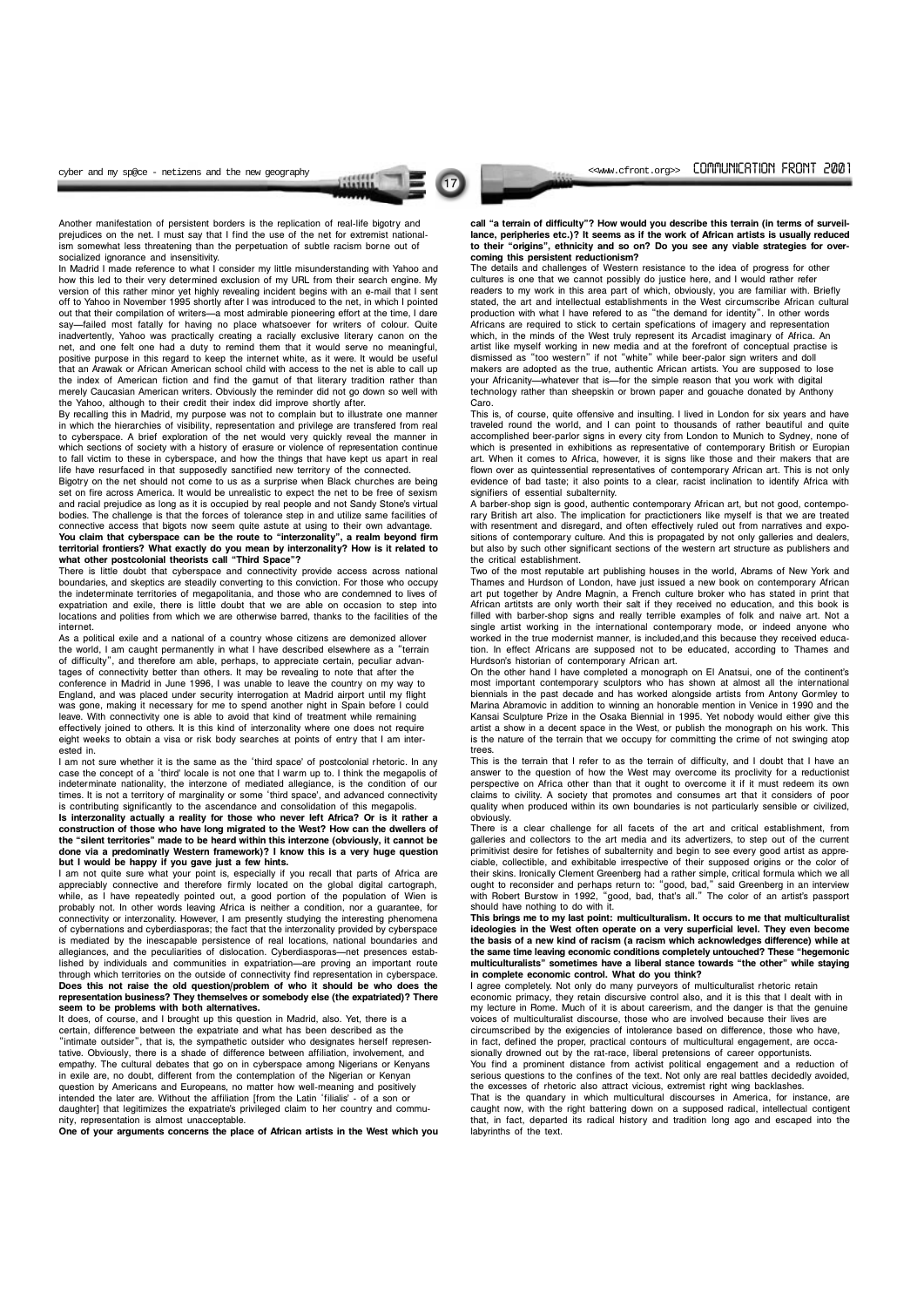Another manifestation of persistent borders is the replication of real-life bigotry and prejudices on the net. I must say that I find the use of the net for extremist nationalism somewhat less threatening than the perpetuation of subtle racism borne out of socialized ignorance and insensitivity.

In Madrid I made reference to what I consider my little misunderstanding with Yahoo and how this led to their very determined exclusion of my URL from their search engine. My version of this rather minor yet highly revealing incident begins with an e-mail that I sent off to Yahoo in November 1995 shortly after I was introduced to the net, in which I pointed out that their compilation of writers—a most admirable pioneering effort at the time, I dare say—failed most fatally for having no place whatsoever for writers of colour. Quite inadvertently, Yahoo was practically creating a racially exclusive literary canon on the net, and one felt one had a duty to remind them that it would serve no meaningful, positive purpose in this regard to keep the internet white, as it were. It would be useful that an Arawak or African American school child with access to the net is able to call up the index of American fiction and find the gamut of that literary tradition rather than merely Caucasian American writers. Obviously the reminder did not go down so well with the Yahoo, although to their credit their index did improve shortly after.

By recalling this in Madrid, my purpose was not to complain but to illustrate one manner in which the hierarchies of visibility, representation and privilege are transfered from real to cyberspace. A brief exploration of the net would very quickly reveal the manner in which sections of society with a history of erasure or violence of representation continue to fall victim to these in cyberspace, and how the things that have kept us apart in real life have resurfaced in that supposedly sanctified new territory of the connected.

Bigotry on the net should not come to us as a surprise when Black churches are being set on fire across America. It would be unrealistic to expect the net to be free of sexism and racial prejudice as long as it is occupied by real people and not Sandy Stone's virtual bodies. The challenge is that the forces of tolerance step in and utilize same facilities of connective access that bigots now seem quite astute at using to their own advantage.

**You claim that cyberspace can be the route to "interzonality", a realm beyond firm territorial frontiers? What exactly do you mean by interzonality? How is it related to what other postcolonial theorists call "Third Space"?**

There is little doubt that cyberspace and connectivity provide access across national boundaries, and skeptics are steadily converting to this conviction. For those who occupy the indeterminate territories of megapolitania, and those who are condemned to lives of expatriation and exile, there is little doubt that we are able on occasion to step into locations and polities from which we are otherwise barred, thanks to the facilities of the internet.

As a political exile and a national of a country whose citizens are demonized allover the world, I am caught permanently in what I have described elsewhere as a "terrain of difficulty", and therefore am able, perhaps, to appreciate certain, peculiar advantages of connectivity better than others. It may be revealing to note that after the conference in Madrid in June 1996, I was unable to leave the country on my way to England, and was placed under security interrogation at Madrid airport until my flight was gone, making it necessary for me to spend another night in Spain before I could leave. With connectivity one is able to avoid that kind of treatment while remaining effectively joined to others. It is this kind of interzonality where one does not require eight weeks to obtain a visa or risk body searches at points of entry that I am interested in.

I am not sure whether it is the same as the 'third space' of postcolonial rhetoric. In any case the concept of a 'third' locale is not one that I warm up to. I think the megapolis of indeterminate nationality, the interzone of mediated allegiance, is the condition of our times. It is not a territory of marginality or some 'third space', and advanced connectivity is contributing significantly to the ascendance and consolidation of this megapolis.

**Is interzonality actually a reality for those who never left Africa? Or is it rather a construction of those who have long migrated to the West? How can the dwellers of the "silent territories" made to be heard within this interzone (obviously, it cannot be done via a predominatly Western framework)? I know this is a very huge question but I would be happy if you gave just a few hints.**

I am not quite sure what your point is, especially if you recall that parts of Africa are appreciably connective and therefore firmly located on the global digital cartograph, while, as I have repeatedly pointed out, a good portion of the population of Wien is probably not. In other words leaving Africa is neither a condition, nor a guarantee, for connectivity or interzonality. However, I am presently studying the interesting phenomena of cybernations and cyberdiasporas; the fact that the interzonality provided by cyberspace is mediated by the inescapable persistence of real locations, national boundaries and allegiances, and the peculiarities of dislocation. Cyberdiasporas—net presences established by individuals and communities in expatriation—are proving an important route through which territories on the outside of connectivity find representation in cyberspace.

**Does this not raise the old question/problem of who it should be who does the representation business? They themselves or somebody else (the expatriated)? There seem to be problems with both alternatives.**

It does, of course, and I brought up this question in Madrid, also. Yet, there is a certain, difference between the expatriate and what has been described as the "intimate outsider", that is, the sympathetic outsider who designates herself representative. Obviously, there is a shade of difference between affiliation, involvement, and empathy. The cultural debates that go on in cyberspace among Nigerians or Kenyans in exile are, no doubt, different from the contemplation of the Nigerian or Kenyan question by Americans and Europeans, no matter how well-meaning and positively intended the later are. Without the affiliation [from the Latin 'filialis' - of a son or daughter] that legitimizes the expatriate's privileged claim to her country and community, representation is almost unacceptable.

**One of your arguments concerns the place of African artists in the West which you call "a terrain of difficulty"? How would you describe this terrain (in terms of surveillance, peripheries etc.)? It seems as if the work of African artists is usually reduced to their "origins", ethnicity and so on? Do you see any viable strategies for overcoming this persistent reductionism?**

The details and challenges of Western resistance to the idea of progress for other cultures is one that we cannot possibly do justice here, and I would rather refer readers to my work in this area part of which, obviously, you are familiar with. Briefly stated, the art and intellectual establishments in the West circumscribe African cultural production with what I have refered to as "the demand for identity". In other words Africans are required to stick to certain spefications of imagery and representation which, in the minds of the West truly represent its Arcadist imaginary of Africa. An artist like myself working in new media and at the forefront of conceptual practise is dismissed as "too western" if not "white" while beer-palor sign writers and doll makers are adopted as the true, authentic African artists. You are supposed to lose your Africanity—whatever that is—for the simple reason that you work with digital technology rather than sheepskin or brown paper and gouache donated by Anthony Caro.

This is, of course, quite offensive and insulting. I lived in London for six years and have traveled round the world, and I can point to thousands of rather beautiful and quite accomplished beer-parlor signs in every city from London to Munich to Sydney, none of which is presented in exhibitions as representative of contemporary British or Europian art. When it comes to Africa, however, it is signs like those and their makers that are flown over as quintessential representatives of contemporary African art. This is not only evidence of bad taste; it also points to a clear, racist inclination to identify Africa with signifiers of essential subalternity.

A barber-shop sign is good, authentic contemporary African art, but not good, contemporary British art also. The implication for practictioners like myself is that we are treated with resentment and disregard, and often effectively ruled out from narratives and expositions of contemporary culture. And this is propagated by not only galleries and dealers, but also by such other significant sections of the western art structure as publishers and the critical establishment.

Two of the most reputable art publishing houses in the world, Abrams of New York and Thames and Hurdson of London, have just issued a new book on contemporary African art put together by Andre Magnin, a French culture broker who has stated in print that African artitsts are only worth their salt if they received no education, and this book is filled with barber-shop signs and really terrible examples of folk and naive art. Not a single artist working in the international contemporary mode, or indeed anyone who worked in the true modernist manner, is included,and this because they received education. In effect Africans are supposed not to be educated, according to Thames and Hurdson's historian of contemporary African art.

On the other hand I have completed a monograph on El Anatsui, one of the continent's most important contemporary sculptors who has shown at almost all the international biennials in the past decade and has worked alongside artists from Antony Gormley to Marina Abramovic in addition to winning an honorable mention in Venice in 1990 and the Kansai Sculpture Prize in the Osaka Biennial in 1995. Yet nobody would either give this artist a show in a decent space in the West, or publish the monograph on his work. This is the nature of the terrain that we occupy for committing the crime of not swinging atop trees.

This is the terrain that I refer to as the terrain of difficulty, and I doubt that I have an answer to the question of how the West may overcome its proclivity for a reductionist perspective on Africa other than that it ought to overcome it if it must redeem its own claims to civility. A society that promotes and consumes art that it considers of poor quality when produced within its own boundaries is not particularly sensible or civilized, obviously.

There is a clear challenge for all facets of the art and critical establishment, from galleries and collectors to the art media and its advertizers, to step out of the current primitivist desire for fetishes of subalternity and begin to see every good artist as appreciable, collectible, and exhibitable irrespective of their supposed origins or the color of their skins. Ironically Clement Greenberg had a rather simple, critical formula which we all ought to reconsider and perhaps return to: "good, bad," said Greenberg in an interview with Robert Burstow in 1992, "good, bad, that's all." The color of an artist's passport should have nothing to do with it.

**This brings me to my last point: multiculturalism. It occurs to me that multiculturalist ideologies in the West often operate on a very superficial level. They even become the basis of a new kind of racism (a racism which acknowledges difference) while at the same time leaving economic conditions completely untouched? These "hegemonic multiculturalists" sometimes have a liberal stance towards "the other" while staying in complete economic control. What do you think?**

I agree completely. Not only do many purveyors of multiculturalist rhetoric retain economic primacy, they retain discursive control also, and it is this that I dealt with in my lecture in Rome. Much of it is about careerism, and the danger is that the genuine voices of multiculturalist discourse, those who are involved because their lives are circumscribed by the exigencies of intolerance based on difference, those who have, in fact, defined the proper, practical contours of multicultural engagement, are occasionally drowned out by the rat-race, liberal pretensions of career opportunists.

You find a prominent distance from activist political engagement and a reduction of serious questions to the confines of the text. Not only are real battles decidedly avoided, the excesses of rhetoric also attract vicious, extremist right wing backlashes.

That is the quandary in which multicultural discourses in America, for instance, are caught now, with the right battering down on a supposed radical, intellectual contigent that, in fact, departed its radical history and tradition long ago and escaped into the labyrinths of the text.